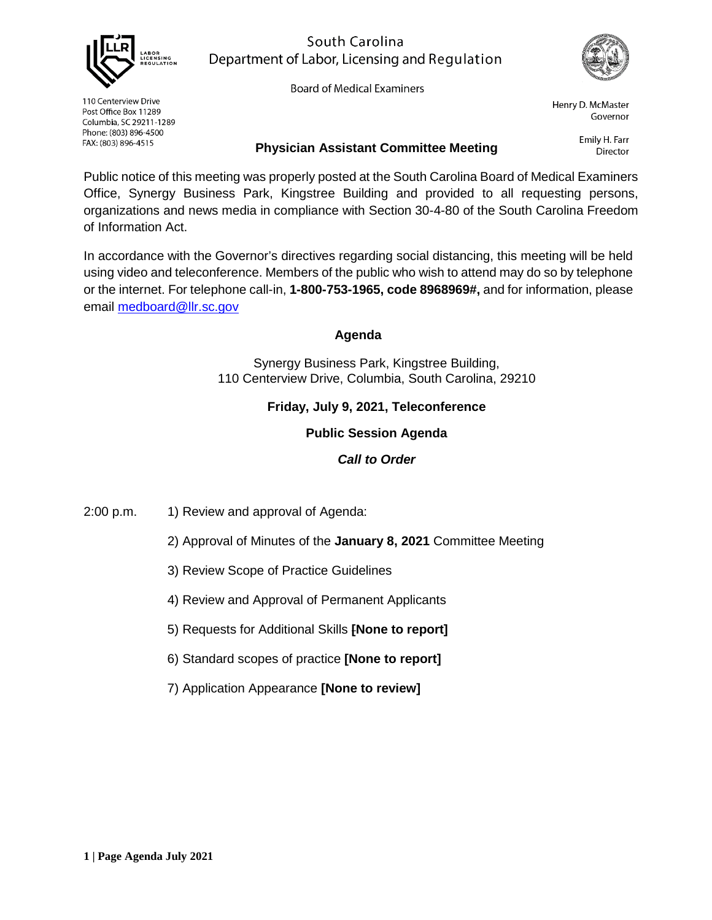South Carolina
Department of Labor, Licensing and Regulation

Board of Medical Examiners

110 Centerview Drive
Post Office Box 11289
Columbia, SC 29211-1289
Phone: (803) 896-4500
FAX: (803) 896-4515

Henry D. McMaster
Governor

Emily H. Farr
Director

## Physician Assistant Committee Meeting

Public notice of this meeting was properly posted at the South Carolina Board of Medical Examiners Office, Synergy Business Park, Kingstree Building and provided to all requesting persons, organizations and news media in compliance with Section 30-4-80 of the South Carolina Freedom of Information Act.

In accordance with the Governor's directives regarding social distancing, this meeting will be held using video and teleconference. Members of the public who wish to attend may do so by telephone or the internet. For telephone call-in, **1-800-753-1965, code 8968969#,** and for information, please email medboard@llr.sc.gov

### Agenda

Synergy Business Park, Kingstree Building,
110 Centerview Drive, Columbia, South Carolina, 29210

**Friday, July 9, 2021, Teleconference**

**Public Session Agenda**

***Call to Order***

2:00 p.m. 1) Review and approval of Agenda:

2) Approval of Minutes of the **January 8, 2021** Committee Meeting

3) Review Scope of Practice Guidelines

4) Review and Approval of Permanent Applicants

5) Requests for Additional Skills **[None to report]**

6) Standard scopes of practice **[None to report]**

7) Application Appearance **[None to review]**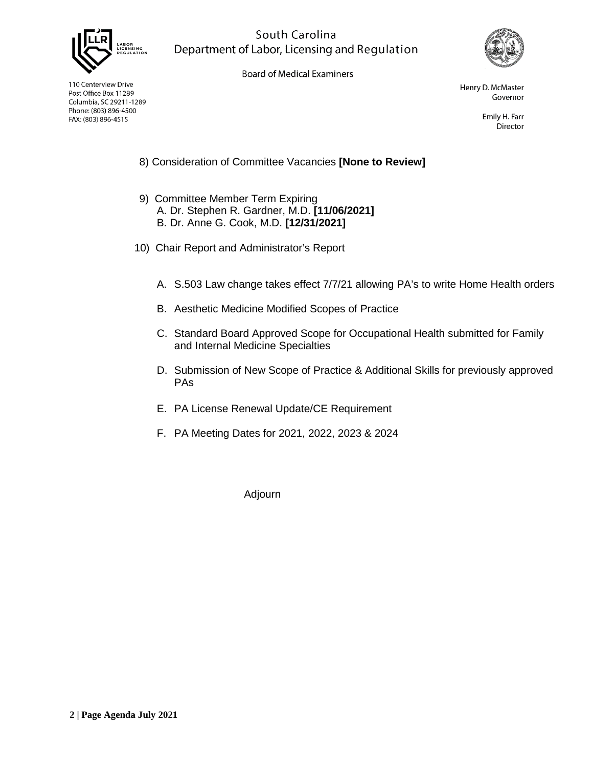South Carolina
Department of Labor, Licensing and Regulation

Board of Medical Examiners

110 Centerview Drive
Post Office Box 11289
Columbia, SC 29211-1289
Phone: (803) 896-4500
FAX: (803) 896-4515

Henry D. McMaster
Governor

Emily H. Farr
Director

8) Consideration of Committee Vacancies **[None to Review]**

9) Committee Member Term Expiring
   A. Dr. Stephen R. Gardner, M.D. **[11/06/2021]**
   B. Dr. Anne G. Cook, M.D. **[12/31/2021]**

10) Chair Report and Administrator's Report

   A. S.503 Law change takes effect 7/7/21 allowing PA's to write Home Health orders

   B. Aesthetic Medicine Modified Scopes of Practice

   C. Standard Board Approved Scope for Occupational Health submitted for Family and Internal Medicine Specialties

   D. Submission of New Scope of Practice & Additional Skills for previously approved PAs

   E. PA License Renewal Update/CE Requirement

   F. PA Meeting Dates for 2021, 2022, 2023 & 2024

Adjourn